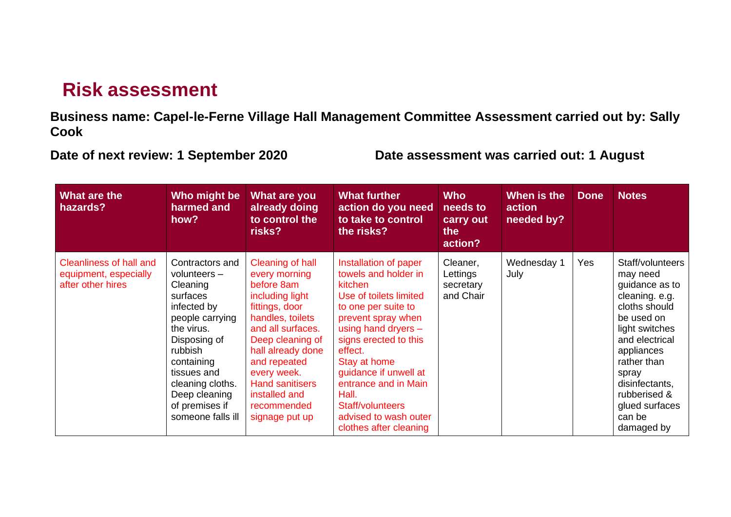# Risk assessment

**Business name: Capel-le-Ferne Village Hall Management Committee Assessment carried out by: Sally Cook**

**Date of next review: 1 September 2020**

**Date assessment was carried out: 1 August**

| What are the hazards? | Who might be harmed and how? | What are you already doing to control the risks? | What further action do you need to take to control the risks? | Who needs to carry out the action? | When is the action needed by? | Done | Notes |
|---|---|---|---|---|---|---|---|
| Cleanliness of hall and equipment, especially after other hires | Contractors and volunteers – Cleaning surfaces infected by people carrying the virus. Disposing of rubbish containing tissues and cleaning cloths. Deep cleaning of premises if someone falls ill | Cleaning of hall every morning before 8am including light fittings, door handles, toilets and all surfaces. Deep cleaning of hall already done and repeated every week. Hand sanitisers installed and recommended signage put up | Installation of paper towels and holder in kitchen<br>Use of toilets limited to one per suite to prevent spray when using hand dryers – signs erected to this effect.<br>Stay at home guidance if unwell at entrance and in Main Hall.<br>Staff/volunteers advised to wash outer clothes after cleaning | Cleaner, Lettings secretary and Chair | Wednesday 1 July | Yes | Staff/volunteers may need guidance as to cleaning. e.g. cloths should be used on light switches and electrical appliances rather than spray disinfectants, rubberised & glued surfaces can be damaged by |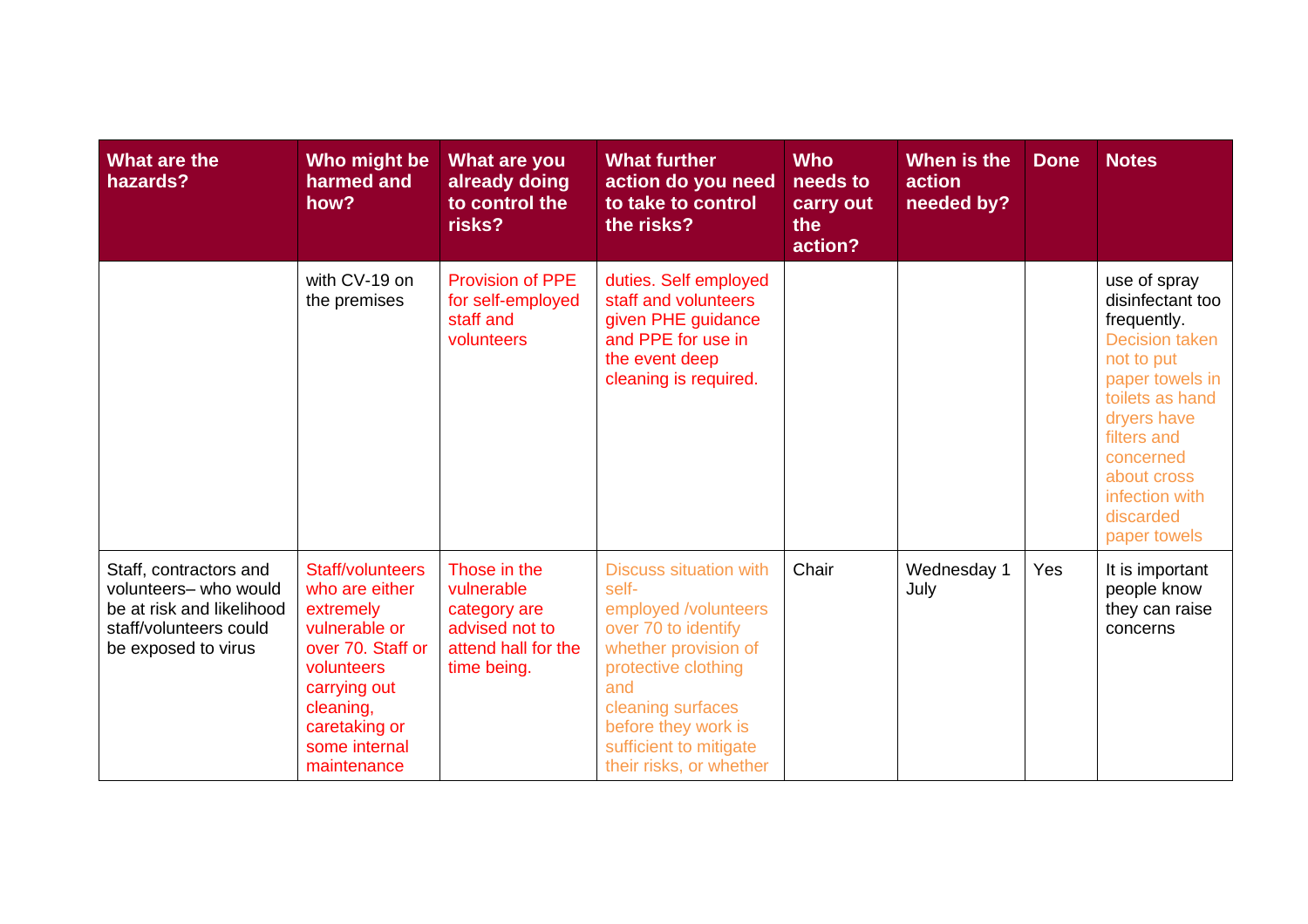| What are the hazards? | Who might be harmed and how? | What are you already doing to control the risks? | What further action do you need to take to control the risks? | Who needs to carry out the action? | When is the action needed by? | Done | Notes |
|---|---|---|---|---|---|---|---|
| | with CV-19 on the premises | Provision of PPE for self-employed staff and volunteers | duties. Self employed staff and volunteers given PHE guidance and PPE for use in the event deep cleaning is required. | | | | use of spray disinfectant too frequently. Decision taken not to put paper towels in toilets as hand dryers have filters and concerned about cross infection with discarded paper towels |
| Staff, contractors and volunteers– who would be at risk and likelihood staff/volunteers could be exposed to virus | Staff/volunteers who are either extremely vulnerable or over 70. Staff or volunteers carrying out cleaning, caretaking or some internal maintenance | Those in the vulnerable category are advised not to attend hall for the time being. | Discuss situation with self-employed /volunteers over 70 to identify whether provision of protective clothing and cleaning surfaces before they work is sufficient to mitigate their risks, or whether | Chair | Wednesday 1 July | Yes | It is important people know they can raise concerns |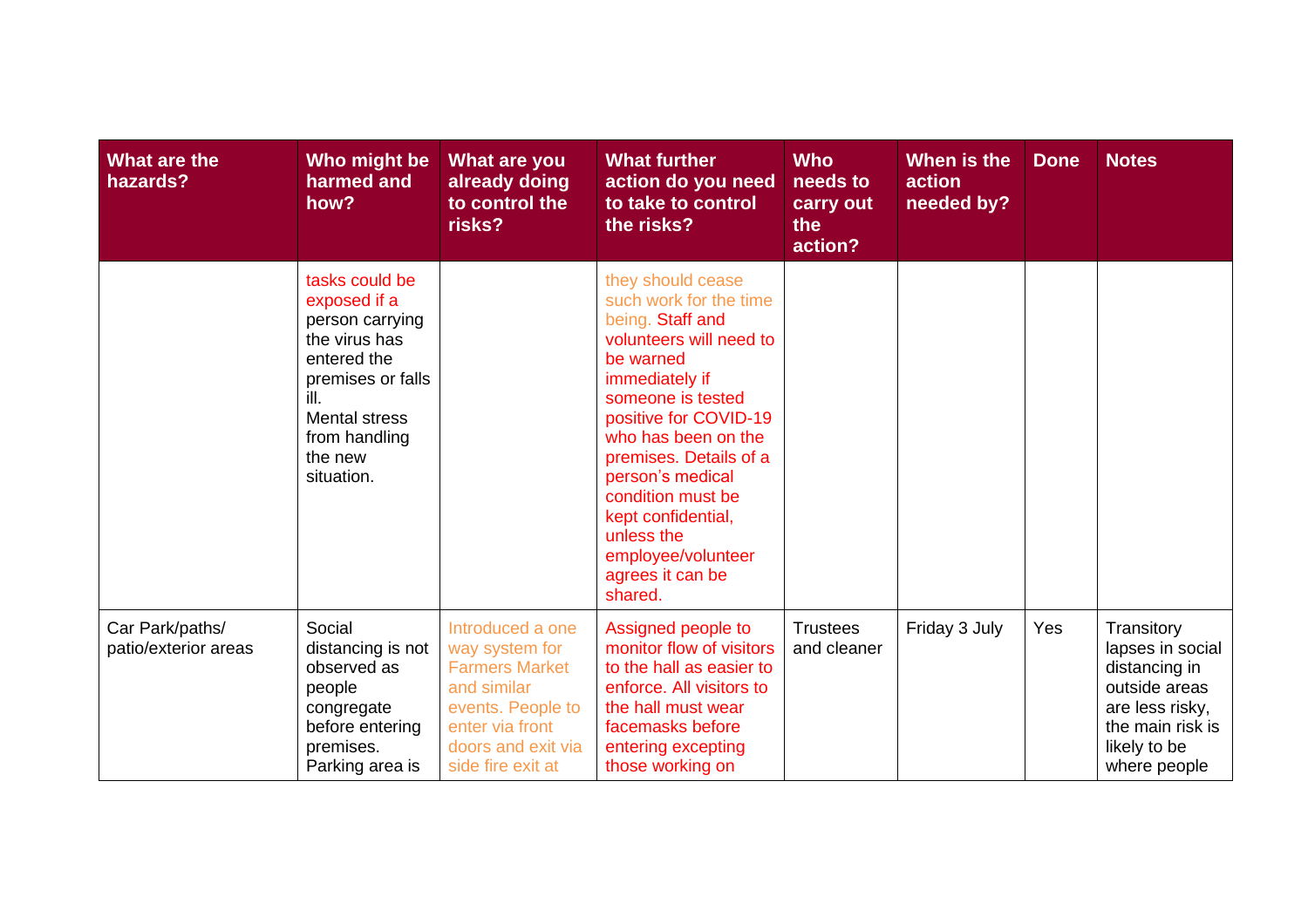| What are the hazards? | Who might be harmed and how? | What are you already doing to control the risks? | What further action do you need to take to control the risks? | Who needs to carry out the action? | When is the action needed by? | Done | Notes |
|---|---|---|---|---|---|---|---|
| | tasks could be exposed if a person carrying the virus has entered the premises or falls ill. Mental stress from handling the new situation. | | they should cease such work for the time being. Staff and volunteers will need to be warned immediately if someone is tested positive for COVID-19 who has been on the premises. Details of a person's medical condition must be kept confidential, unless the employee/volunteer agrees it can be shared. | | | | |
| Car Park/paths/ patio/exterior areas | Social distancing is not observed as people congregate before entering premises. Parking area is | Introduced a one way system for Farmers Market and similar events. People to enter via front doors and exit via side fire exit at | Assigned people to monitor flow of visitors to the hall as easier to enforce. All visitors to the hall must wear facemasks before entering excepting those working on | Trustees and cleaner | Friday 3 July | Yes | Transitory lapses in social distancing in outside areas are less risky, the main risk is likely to be where people |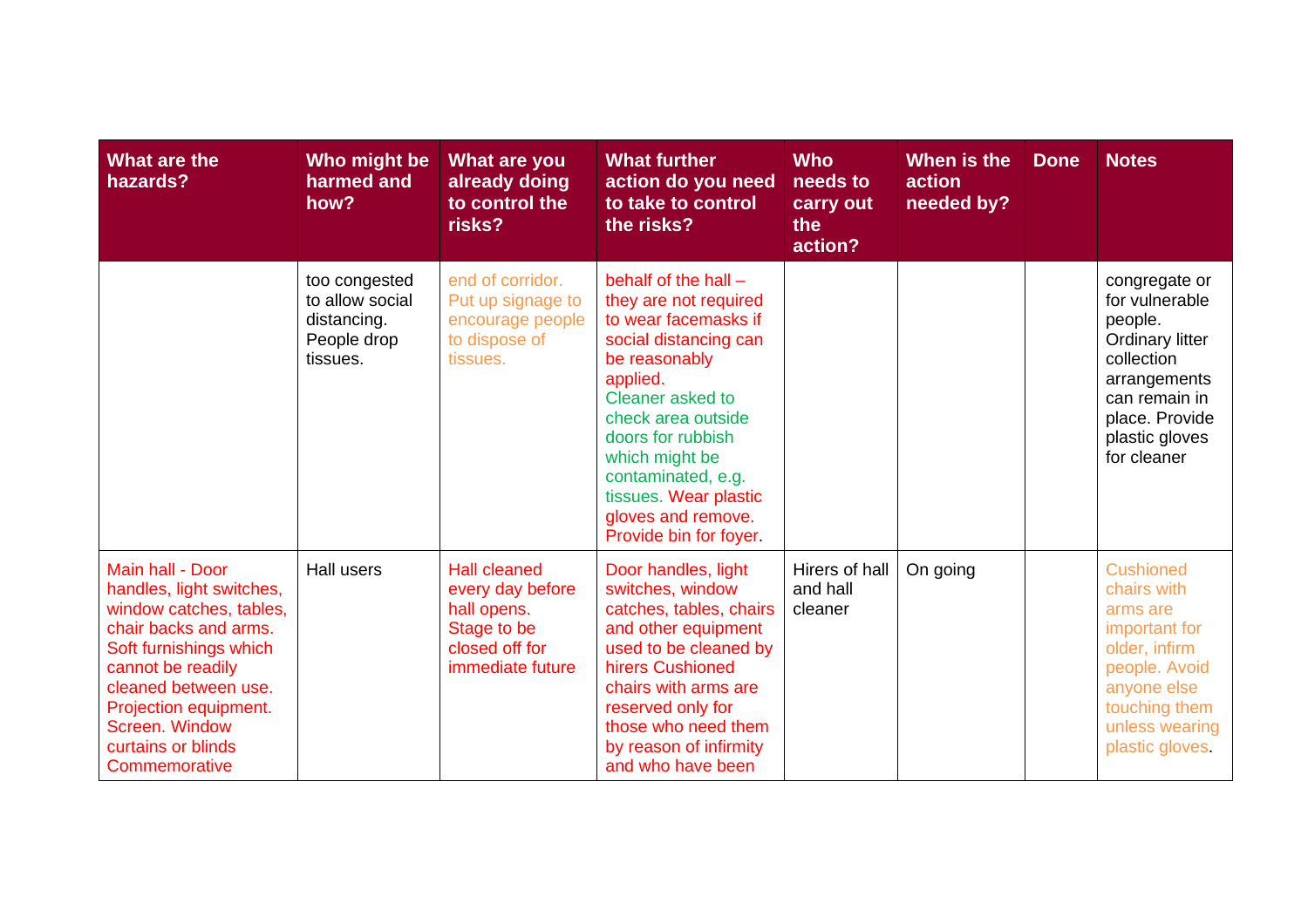| What are the hazards? | Who might be harmed and how? | What are you already doing to control the risks? | What further action do you need to take to control the risks? | Who needs to carry out the action? | When is the action needed by? | Done | Notes |
|---|---|---|---|---|---|---|---|
| | too congested to allow social distancing. People drop tissues. | end of corridor. Put up signage to encourage people to dispose of tissues. | behalf of the hall – they are not required to wear facemasks if social distancing can be reasonably applied. Cleaner asked to check area outside doors for rubbish which might be contaminated, e.g. tissues. Wear plastic gloves and remove. Provide bin for foyer. | | | | congregate or for vulnerable people. Ordinary litter collection arrangements can remain in place. Provide plastic gloves for cleaner |
| Main hall - Door handles, light switches, window catches, tables, chair backs and arms. Soft furnishings which cannot be readily cleaned between use. Projection equipment. Screen. Window curtains or blinds Commemorative | Hall users | Hall cleaned every day before hall opens. Stage to be closed off for immediate future | Door handles, light switches, window catches, tables, chairs and other equipment used to be cleaned by hirers Cushioned chairs with arms are reserved only for those who need them by reason of infirmity and who have been | Hirers of hall and hall cleaner | On going | | Cushioned chairs with arms are important for older, infirm people. Avoid anyone else touching them unless wearing plastic gloves. |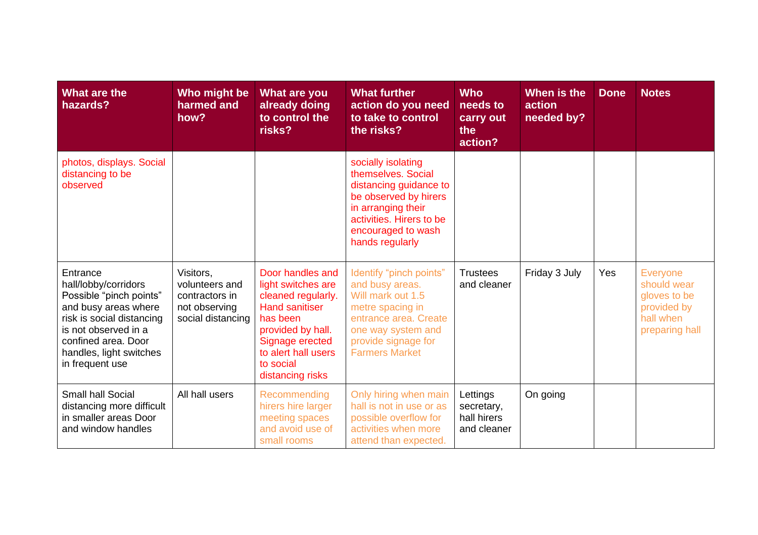| What are the hazards? | Who might be harmed and how? | What are you already doing to control the risks? | What further action do you need to take to control the risks? | Who needs to carry out the action? | When is the action needed by? | Done | Notes |
|---|---|---|---|---|---|---|---|
| photos, displays. Social distancing to be observed | | | socially isolating themselves. Social distancing guidance to be observed by hirers in arranging their activities. Hirers to be encouraged to wash hands regularly | | | | |
| Entrance hall/lobby/corridors Possible "pinch points" and busy areas where risk is social distancing is not observed in a confined area. Door handles, light switches in frequent use | Visitors, volunteers and contractors in not observing social distancing | Door handles and light switches are cleaned regularly. Hand sanitiser has been provided by hall. Signage erected to alert hall users to social distancing risks | Identify "pinch points" and busy areas. Will mark out 1.5 metre spacing in entrance area. Create one way system and provide signage for Farmers Market | Trustees and cleaner | Friday 3 July | Yes | Everyone should wear gloves to be provided by hall when preparing hall |
| Small hall Social distancing more difficult in smaller areas Door and window handles | All hall users | Recommending hirers hire larger meeting spaces and avoid use of small rooms | Only hiring when main hall is not in use or as possible overflow for activities when more attend than expected. | Lettings secretary, hall hirers and cleaner | On going | | |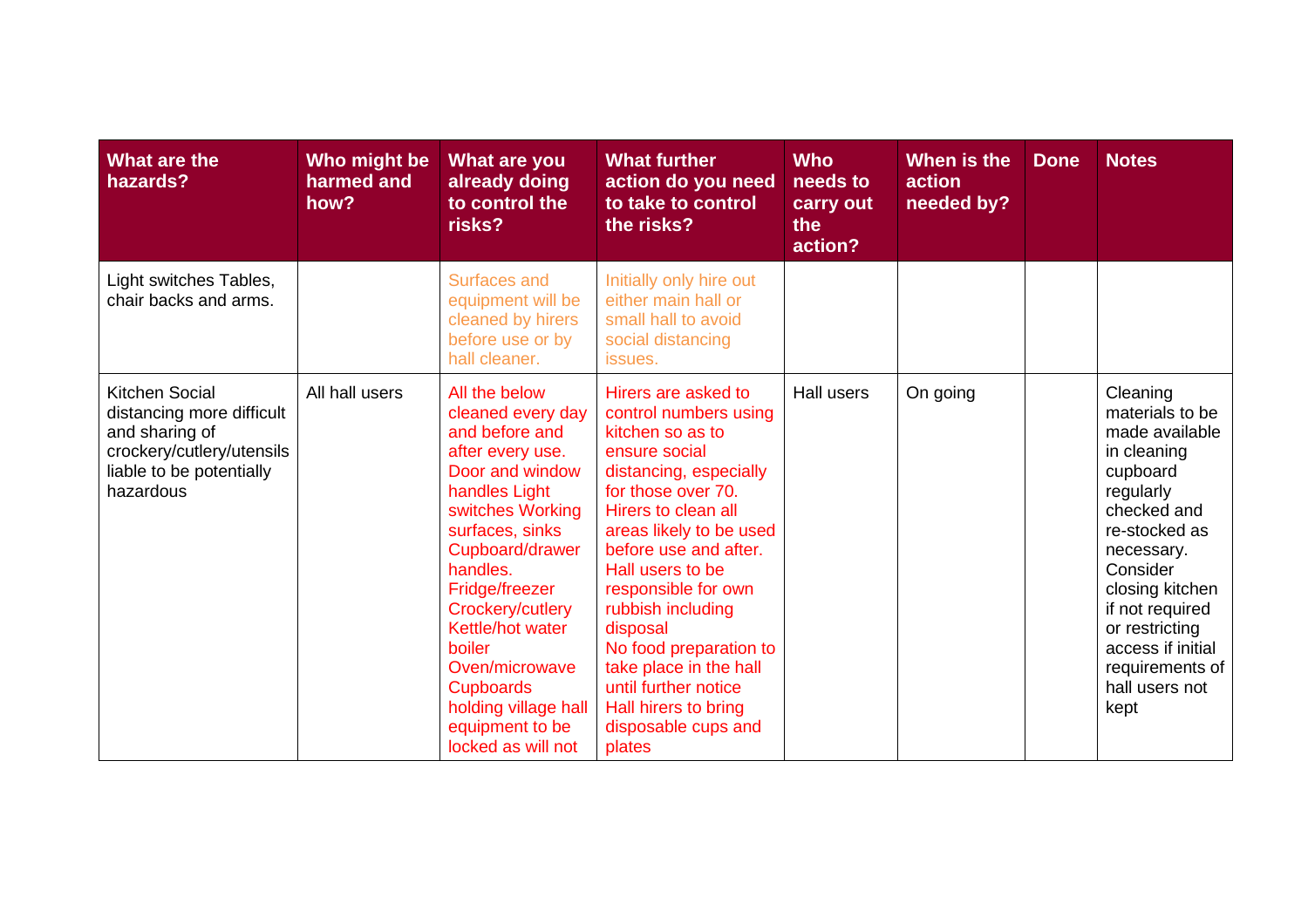| What are the hazards? | Who might be harmed and how? | What are you already doing to control the risks? | What further action do you need to take to control the risks? | Who needs to carry out the action? | When is the action needed by? | Done | Notes |
|---|---|---|---|---|---|---|---|
| Light switches Tables, chair backs and arms. | | Surfaces and equipment will be cleaned by hirers before use or by hall cleaner. | Initially only hire out either main hall or small hall to avoid social distancing issues. | | | | |
| Kitchen Social distancing more difficult and sharing of crockery/cutlery/utensils liable to be potentially hazardous | All hall users | All the below cleaned every day and before and after every use. Door and window handles Light switches Working surfaces, sinks Cupboard/drawer handles. Fridge/freezer Crockery/cutlery Kettle/hot water boiler Oven/microwave Cupboards holding village hall equipment to be locked as will not | Hirers are asked to control numbers using kitchen so as to ensure social distancing, especially for those over 70. Hirers to clean all areas likely to be used before use and after. Hall users to be responsible for own rubbish including disposal No food preparation to take place in the hall until further notice Hall hirers to bring disposable cups and plates | Hall users | On going | | Cleaning materials to be made available in cleaning cupboard regularly checked and re-stocked as necessary. Consider closing kitchen if not required or restricting access if initial requirements of hall users not kept |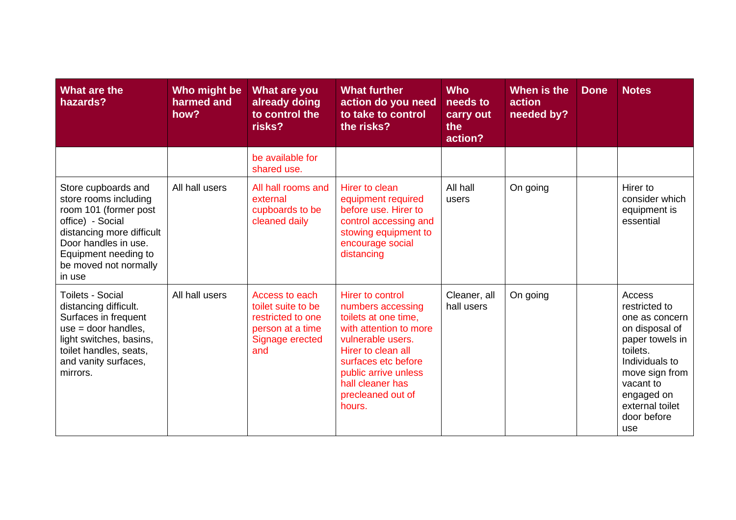| What are the hazards? | Who might be harmed and how? | What are you already doing to control the risks? | What further action do you need to take to control the risks? | Who needs to carry out the action? | When is the action needed by? | Done | Notes |
|---|---|---|---|---|---|---|---|
| | | be available for shared use. | | | | | |
| Store cupboards and store rooms including room 101 (former post office) - Social distancing more difficult Door handles in use. Equipment needing to be moved not normally in use | All hall users | All hall rooms and external cupboards to be cleaned daily | Hirer to clean equipment required before use. Hirer to control accessing and stowing equipment to encourage social distancing | All hall users | On going | | Hirer to consider which equipment is essential |
| Toilets - Social distancing difficult. Surfaces in frequent use = door handles, light switches, basins, toilet handles, seats, and vanity surfaces, mirrors. | All hall users | Access to each toilet suite to be restricted to one person at a time Signage erected and | Hirer to control numbers accessing toilets at one time, with attention to more vulnerable users. Hirer to clean all surfaces etc before public arrive unless hall cleaner has precleaned out of hours. | Cleaner, all hall users | On going | | Access restricted to one as concern on disposal of paper towels in toilets. Individuals to move sign from vacant to engaged on external toilet door before use |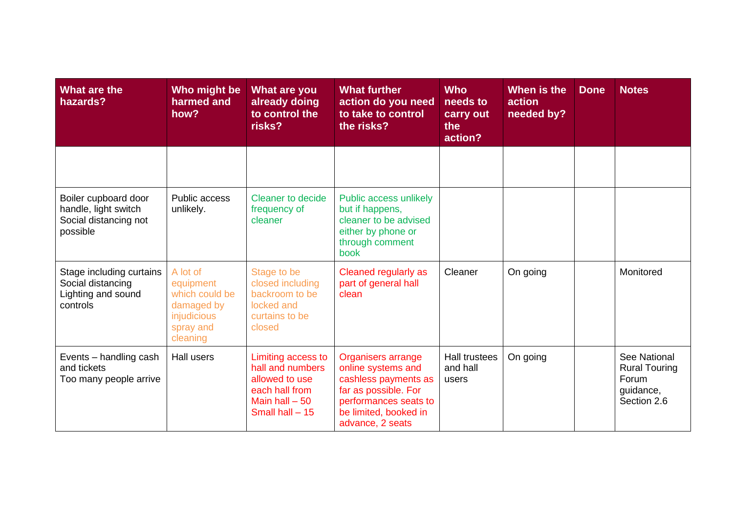| What are the hazards? | Who might be harmed and how? | What are you already doing to control the risks? | What further action do you need to take to control the risks? | Who needs to carry out the action? | When is the action needed by? | Done | Notes |
|---|---|---|---|---|---|---|---|
| | | | | | | | |
| Boiler cupboard door handle, light switch<br>Social distancing not possible | Public access unlikely. | Cleaner to decide frequency of cleaner | Public access unlikely but if happens, cleaner to be advised either by phone or through comment book | | | | |
| Stage including curtains<br>Social distancing<br>Lighting and sound controls | A lot of equipment which could be damaged by injudicious spray and cleaning | Stage to be closed including backroom to be locked and curtains to be closed | Cleaned regularly as part of general hall clean | Cleaner | On going | | Monitored |
| Events – handling cash and tickets<br>Too many people arrive | Hall users | Limiting access to hall and numbers allowed to use each hall from Main hall – 50 Small hall – 15 | Organisers arrange online systems and cashless payments as far as possible. For performances seats to be limited, booked in advance, 2 seats | Hall trustees and hall users | On going | | See National Rural Touring Forum guidance, Section 2.6 |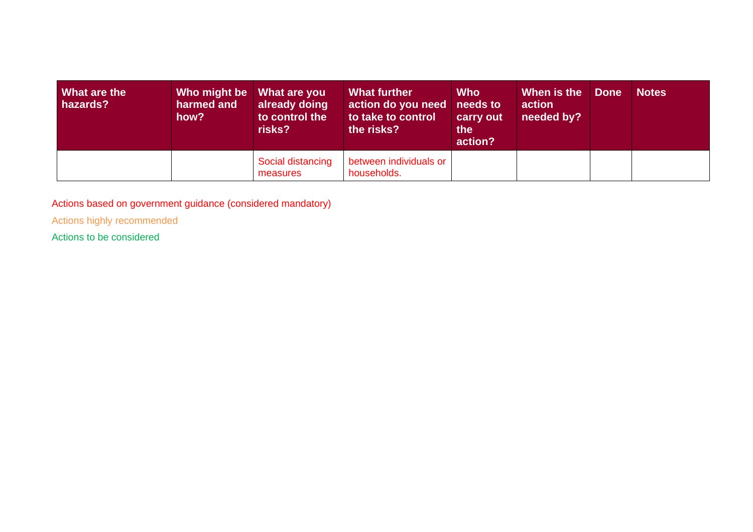| What are the hazards? | Who might be harmed and how? | What are you already doing to control the risks? | What further action do you need to take to control the risks? | Who needs to carry out the action? | When is the action needed by? | Done | Notes |
|---|---|---|---|---|---|---|---|
| | | Social distancing measures | between individuals or households. | | | | |

Actions based on government guidance (considered mandatory)

Actions highly recommended

Actions to be considered